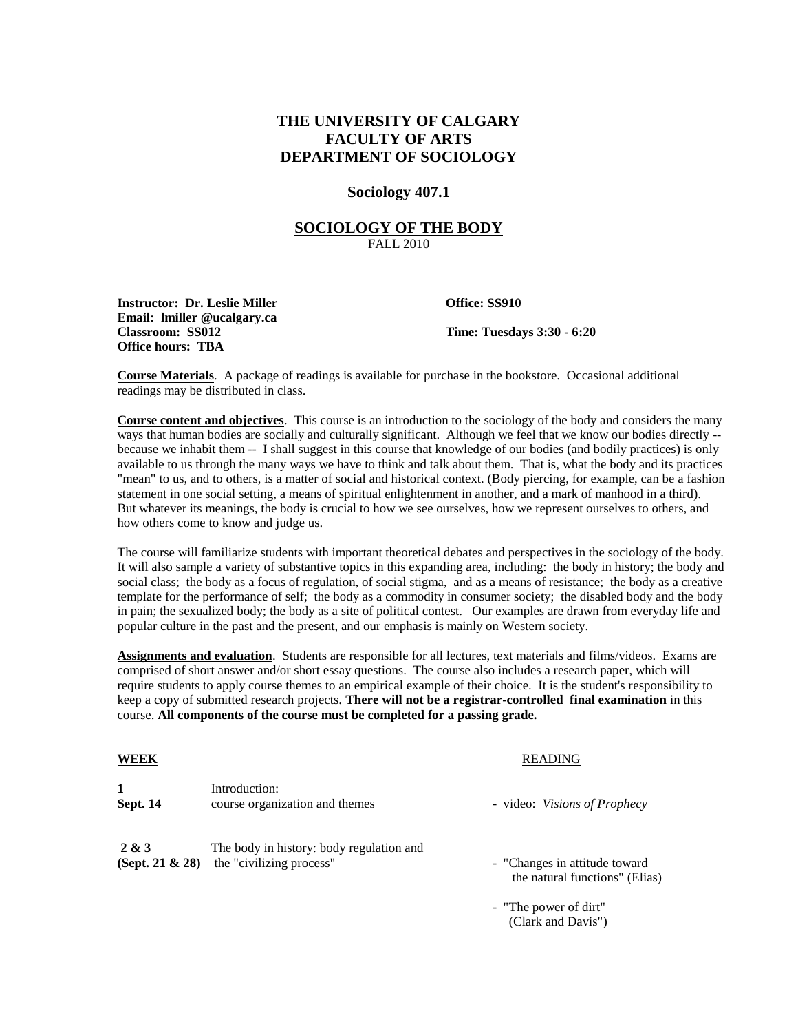# THE UNIVERSITY OF CALGARY
# FACULTY OF ARTS
# DEPARTMENT OF SOCIOLOGY

## Sociology 407.1

## SOCIOLOGY OF THE BODY

FALL 2010

**Instructor: Dr. Leslie Miller** **Office: SS910**
**Email: lmiller @ucalgary.ca**
**Classroom: SS012** **Time: Tuesdays 3:30 - 6:20**
**Office hours: TBA**

**Course Materials**. A package of readings is available for purchase in the bookstore. Occasional additional readings may be distributed in class.

**Course content and objectives**. This course is an introduction to the sociology of the body and considers the many ways that human bodies are socially and culturally significant. Although we feel that we know our bodies directly -- because we inhabit them -- I shall suggest in this course that knowledge of our bodies (and bodily practices) is only available to us through the many ways we have to think and talk about them. That is, what the body and its practices "mean" to us, and to others, is a matter of social and historical context. (Body piercing, for example, can be a fashion statement in one social setting, a means of spiritual enlightenment in another, and a mark of manhood in a third). But whatever its meanings, the body is crucial to how we see ourselves, how we represent ourselves to others, and how others come to know and judge us.

The course will familiarize students with important theoretical debates and perspectives in the sociology of the body. It will also sample a variety of substantive topics in this expanding area, including: the body in history; the body and social class; the body as a focus of regulation, of social stigma, and as a means of resistance; the body as a creative template for the performance of self; the body as a commodity in consumer society; the disabled body and the body in pain; the sexualized body; the body as a site of political contest. Our examples are drawn from everyday life and popular culture in the past and the present, and our emphasis is mainly on Western society.

**Assignments and evaluation**. Students are responsible for all lectures, text materials and films/videos. Exams are comprised of short answer and/or short essay questions. The course also includes a research paper, which will require students to apply course themes to an empirical example of their choice. It is the student's responsibility to keep a copy of submitted research projects. **There will not be a registrar-controlled final examination** in this course. **All components of the course must be completed for a passing grade.**

| **WEEK** | | READING |
|---|---|---|
| **1** **Sept. 14** | Introduction: course organization and themes | - video: *Visions of Prophecy* |
| **2 & 3** **(Sept. 21 & 28)** | The body in history: body regulation and the "civilizing process" | - "Changes in attitude toward the natural functions" (Elias) |
| | | - "The power of dirt" (Clark and Davis") |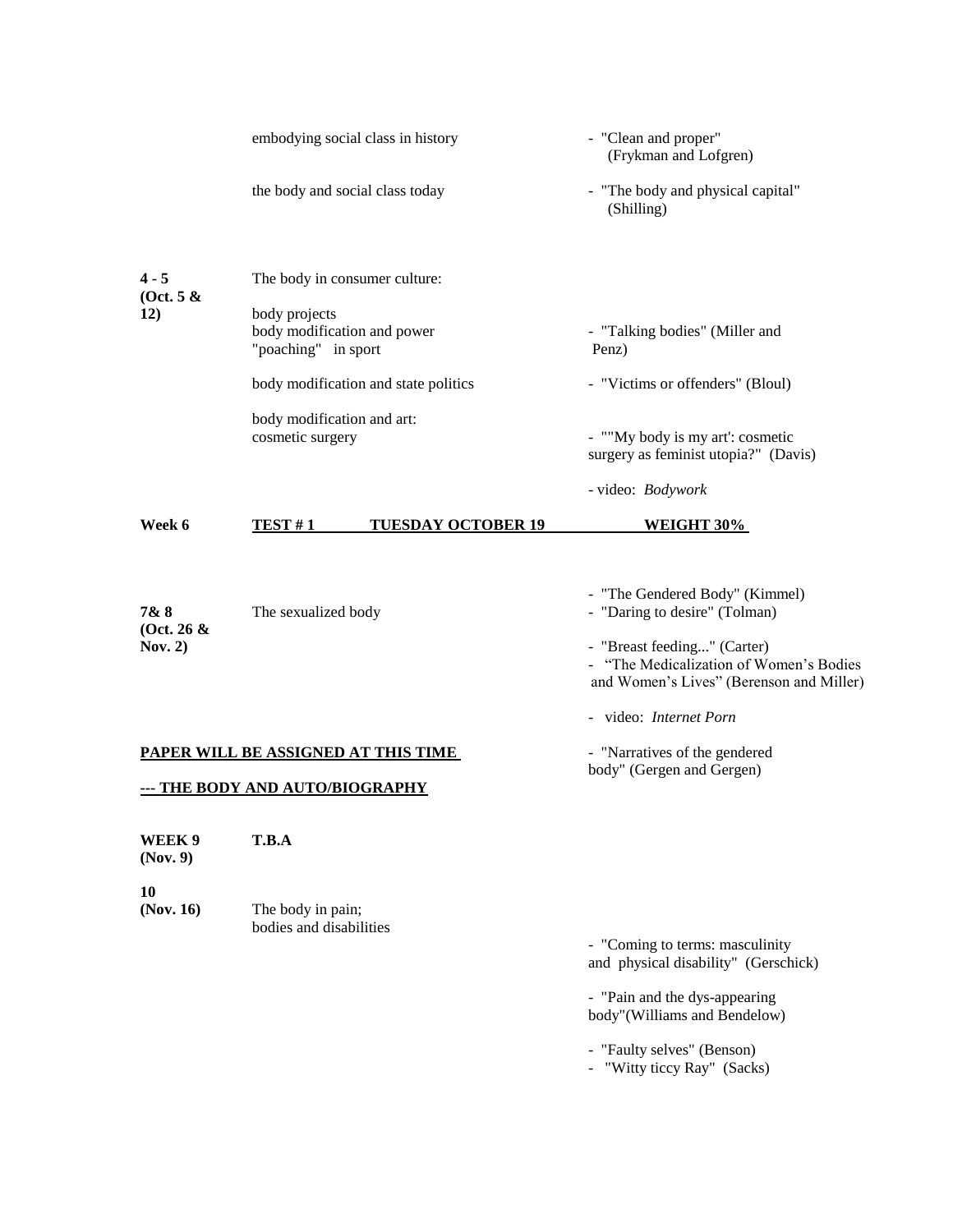| Week | Topic | Readings |
| --- | --- | --- |
| | embodying social class in history | - "Clean and proper" (Frykman and Lofgren) |
| | the body and social class today | - "The body and physical capital" (Shilling) |
| **4 - 5 (Oct. 5 & 12)** | The body in consumer culture: | |
| | body projects<br>body modification and power<br>"poaching" in sport | - "Talking bodies" (Miller and Penz) |
| | body modification and state politics | - "Victims or offenders" (Bloul) |
| | body modification and art:<br>cosmetic surgery | - ""My body is my art': cosmetic surgery as feminist utopia?" (Davis) |
| | | - video: *Bodywork* |
| **Week 6** | **<u>TEST # 1 TUESDAY OCTOBER 19</u>** | **<u>WEIGHT 30%</u>** |
| **7& 8 (Oct. 26 & Nov. 2)** | The sexualized body | - "The Gendered Body" (Kimmel)<br>- "Daring to desire" (Tolman)<br>- "Breast feeding..." (Carter)<br>- "The Medicalization of Women's Bodies and Women's Lives" (Berenson and Miller) |
| | | - video: *Internet Porn* |
| | **<u>PAPER WILL BE ASSIGNED AT THIS TIME</u>**<br>**<u>--- THE BODY AND AUTO/BIOGRAPHY</u>** | - "Narratives of the gendered body" (Gergen and Gergen) |
| **WEEK 9 (Nov. 9)** | **T.B.A** | |
| **10 (Nov. 16)** | The body in pain;<br>bodies and disabilities | - "Coming to terms: masculinity and physical disability" (Gerschick)<br>- "Pain and the dys-appearing body"(Williams and Bendelow)<br>- "Faulty selves" (Benson)<br>- "Witty ticcy Ray" (Sacks) |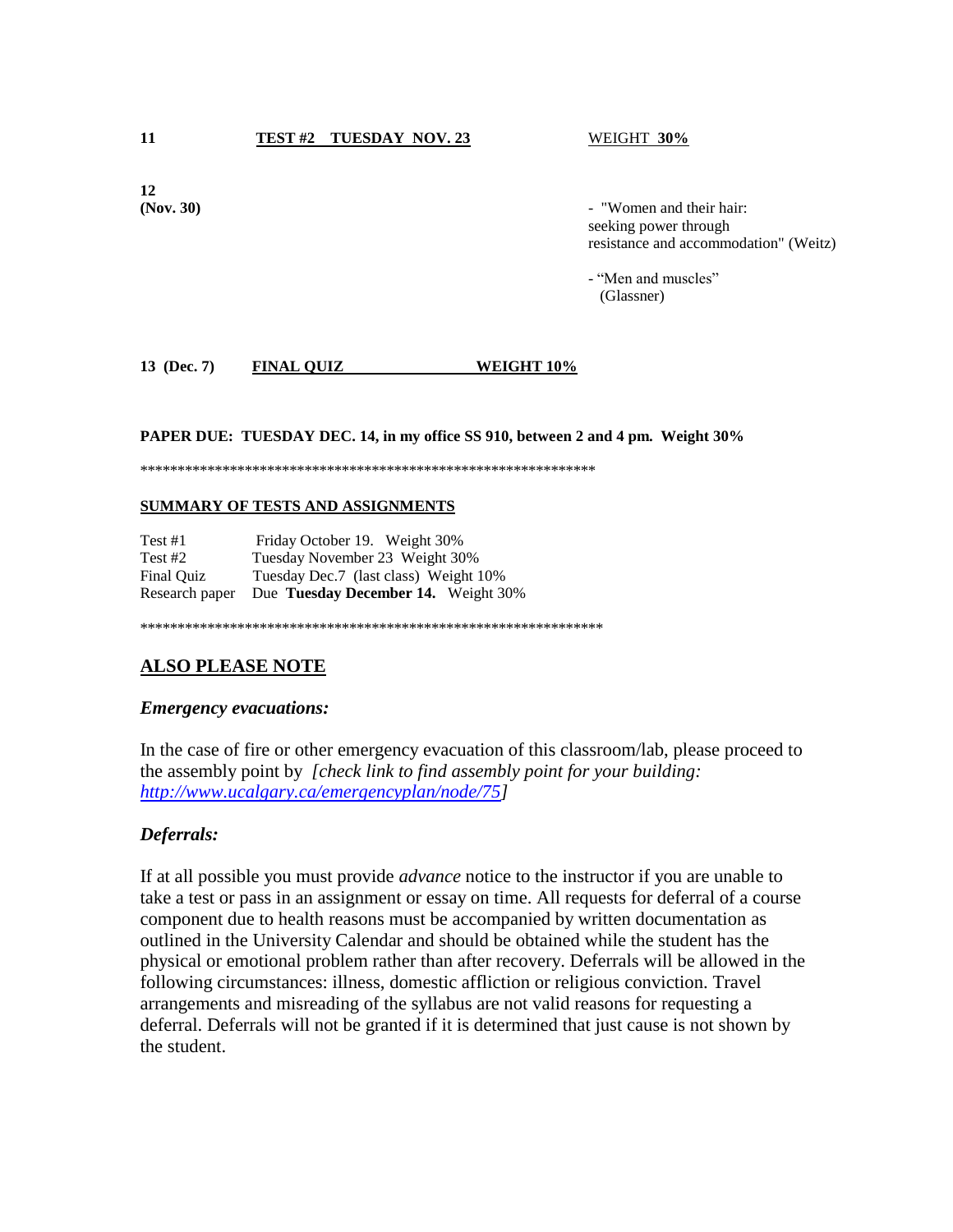| | | |
|---|---|---|
| **11** | **TEST #2 TUESDAY NOV. 23** | WEIGHT **30%** |
| **12 (Nov. 30)** | | - "Women and their hair: seeking power through resistance and accommodation" (Weitz)<br><br>- "Men and muscles" (Glassner) |
| **13 (Dec. 7)** | **FINAL QUIZ** | **WEIGHT 10%** |

**PAPER DUE: TUESDAY DEC. 14, in my office SS 910, between 2 and 4 pm. Weight 30%**

***************************************************************

**SUMMARY OF TESTS AND ASSIGNMENTS**

| | |
|---|---|
| Test #1 | Friday October 19. Weight 30% |
| Test #2 | Tuesday November 23 Weight 30% |
| Final Quiz | Tuesday Dec.7 (last class) Weight 10% |
| Research paper | Due **Tuesday December 14.** Weight 30% |

***************************************************************

## ALSO PLEASE NOTE

### *Emergency evacuations:*

In the case of fire or other emergency evacuation of this classroom/lab, please proceed to the assembly point by *[check link to find assembly point for your building: http://www.ucalgary.ca/emergencyplan/node/75]*

### *Deferrals:*

If at all possible you must provide *advance* notice to the instructor if you are unable to take a test or pass in an assignment or essay on time. All requests for deferral of a course component due to health reasons must be accompanied by written documentation as outlined in the University Calendar and should be obtained while the student has the physical or emotional problem rather than after recovery. Deferrals will be allowed in the following circumstances: illness, domestic affliction or religious conviction. Travel arrangements and misreading of the syllabus are not valid reasons for requesting a deferral. Deferrals will not be granted if it is determined that just cause is not shown by the student.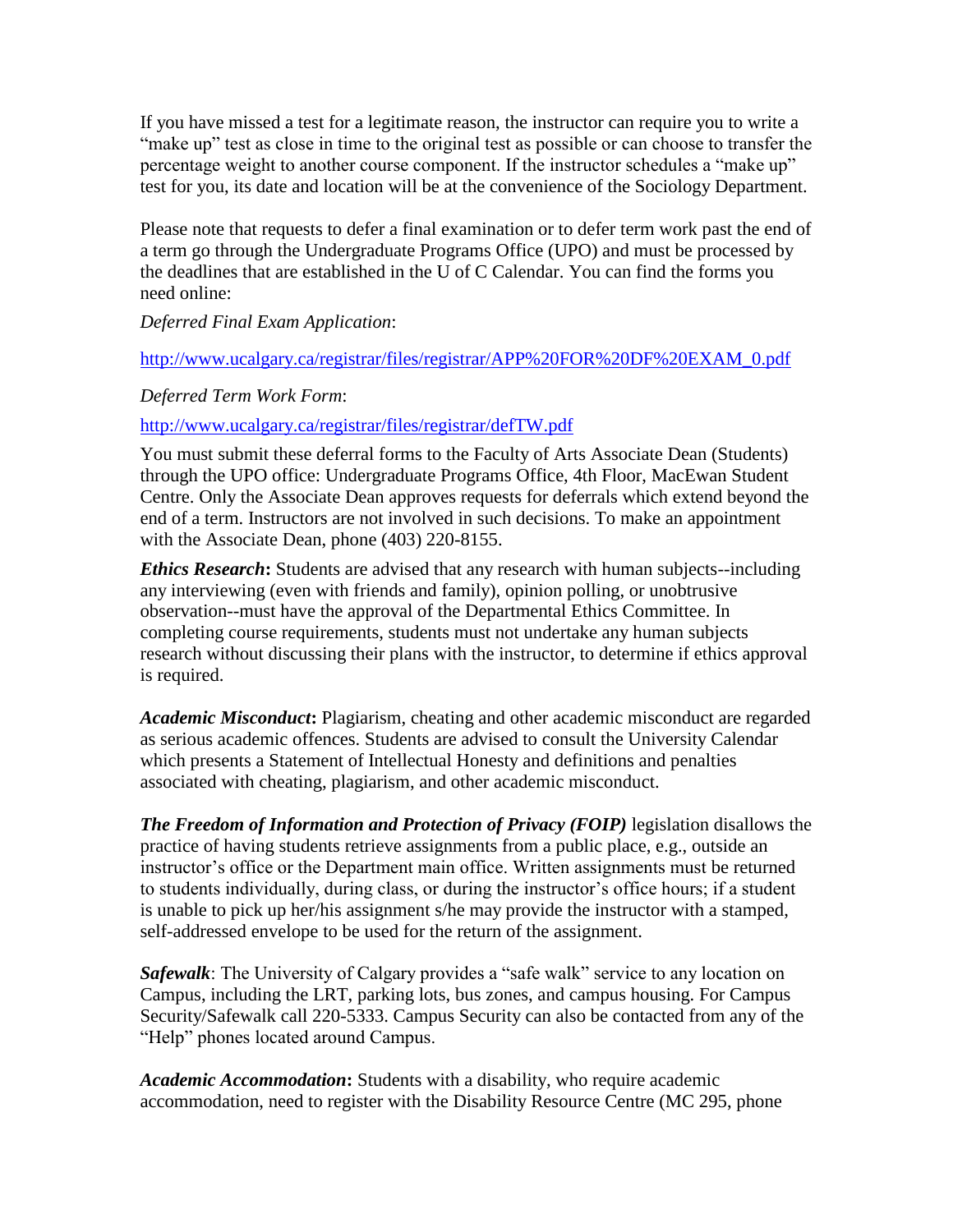If you have missed a test for a legitimate reason, the instructor can require you to write a "make up" test as close in time to the original test as possible or can choose to transfer the percentage weight to another course component. If the instructor schedules a "make up" test for you, its date and location will be at the convenience of the Sociology Department.

Please note that requests to defer a final examination or to defer term work past the end of a term go through the Undergraduate Programs Office (UPO) and must be processed by the deadlines that are established in the U of C Calendar. You can find the forms you need online:

*Deferred Final Exam Application*:

[http://www.ucalgary.ca/registrar/files/registrar/APP%20FOR%20DF%20EXAM_0.pdf](http://www.ucalgary.ca/registrar/files/registrar/APP%20FOR%20DF%20EXAM_0.pdf)

*Deferred Term Work Form*:

[http://www.ucalgary.ca/registrar/files/registrar/defTW.pdf](http://www.ucalgary.ca/registrar/files/registrar/defTW.pdf)

You must submit these deferral forms to the Faculty of Arts Associate Dean (Students) through the UPO office: Undergraduate Programs Office, 4th Floor, MacEwan Student Centre. Only the Associate Dean approves requests for deferrals which extend beyond the end of a term. Instructors are not involved in such decisions. To make an appointment with the Associate Dean, phone (403) 220-8155.

***Ethics Research*:** Students are advised that any research with human subjects--including any interviewing (even with friends and family), opinion polling, or unobtrusive observation--must have the approval of the Departmental Ethics Committee. In completing course requirements, students must not undertake any human subjects research without discussing their plans with the instructor, to determine if ethics approval is required.

***Academic Misconduct*:** Plagiarism, cheating and other academic misconduct are regarded as serious academic offences. Students are advised to consult the University Calendar which presents a Statement of Intellectual Honesty and definitions and penalties associated with cheating, plagiarism, and other academic misconduct.

***The Freedom of Information and Protection of Privacy (FOIP)*** legislation disallows the practice of having students retrieve assignments from a public place, e.g., outside an instructor's office or the Department main office. Written assignments must be returned to students individually, during class, or during the instructor's office hours; if a student is unable to pick up her/his assignment s/he may provide the instructor with a stamped, self-addressed envelope to be used for the return of the assignment.

***Safewalk***: The University of Calgary provides a "safe walk" service to any location on Campus, including the LRT, parking lots, bus zones, and campus housing. For Campus Security/Safewalk call 220-5333. Campus Security can also be contacted from any of the "Help" phones located around Campus.

***Academic Accommodation*:** Students with a disability, who require academic accommodation, need to register with the Disability Resource Centre (MC 295, phone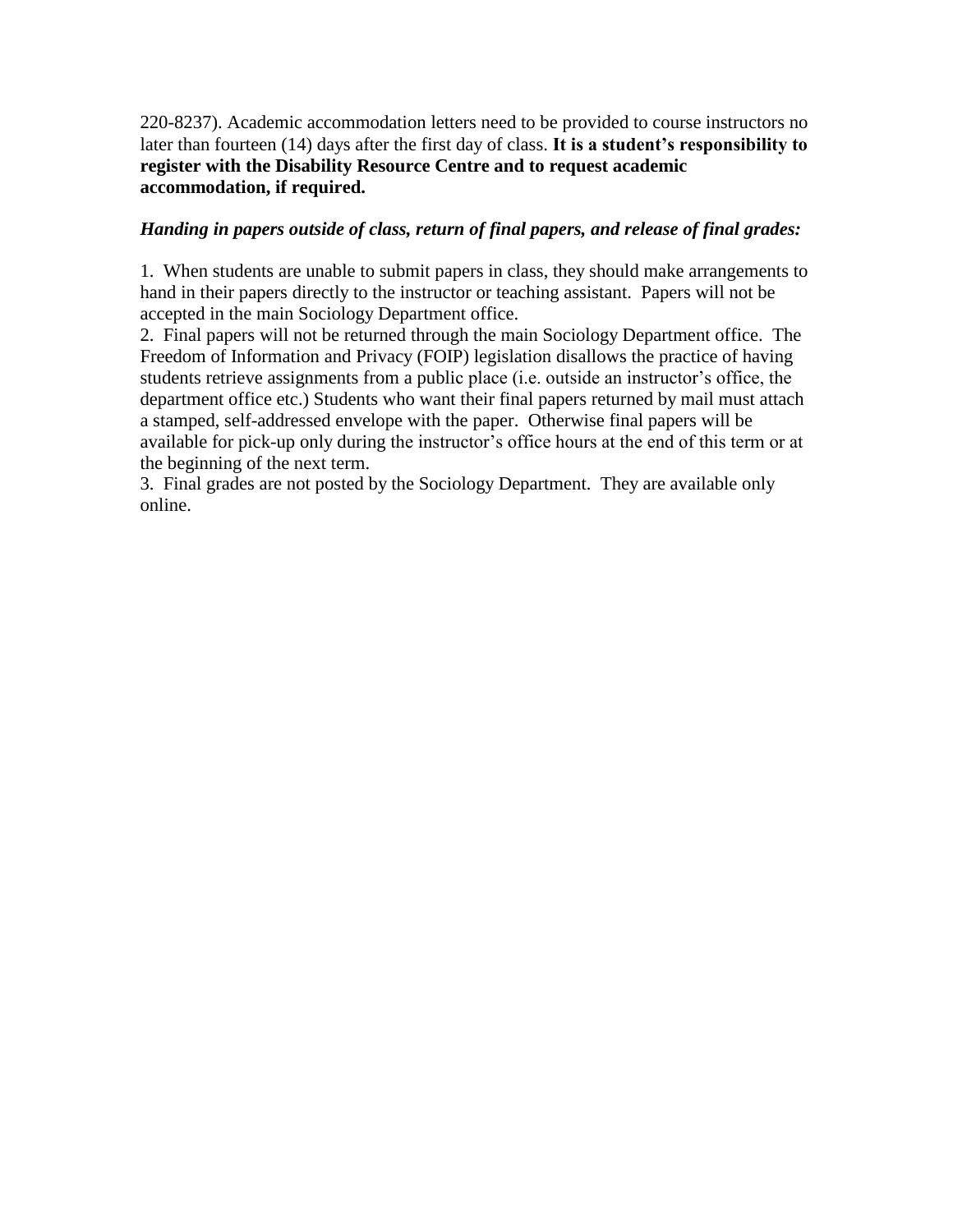220-8237). Academic accommodation letters need to be provided to course instructors no later than fourteen (14) days after the first day of class. **It is a student's responsibility to register with the Disability Resource Centre and to request academic accommodation, if required.**

***Handing in papers outside of class, return of final papers, and release of final grades:***

1. When students are unable to submit papers in class, they should make arrangements to hand in their papers directly to the instructor or teaching assistant. Papers will not be accepted in the main Sociology Department office.
2. Final papers will not be returned through the main Sociology Department office. The Freedom of Information and Privacy (FOIP) legislation disallows the practice of having students retrieve assignments from a public place (i.e. outside an instructor's office, the department office etc.) Students who want their final papers returned by mail must attach a stamped, self-addressed envelope with the paper. Otherwise final papers will be available for pick-up only during the instructor's office hours at the end of this term or at the beginning of the next term.
3. Final grades are not posted by the Sociology Department. They are available only online.